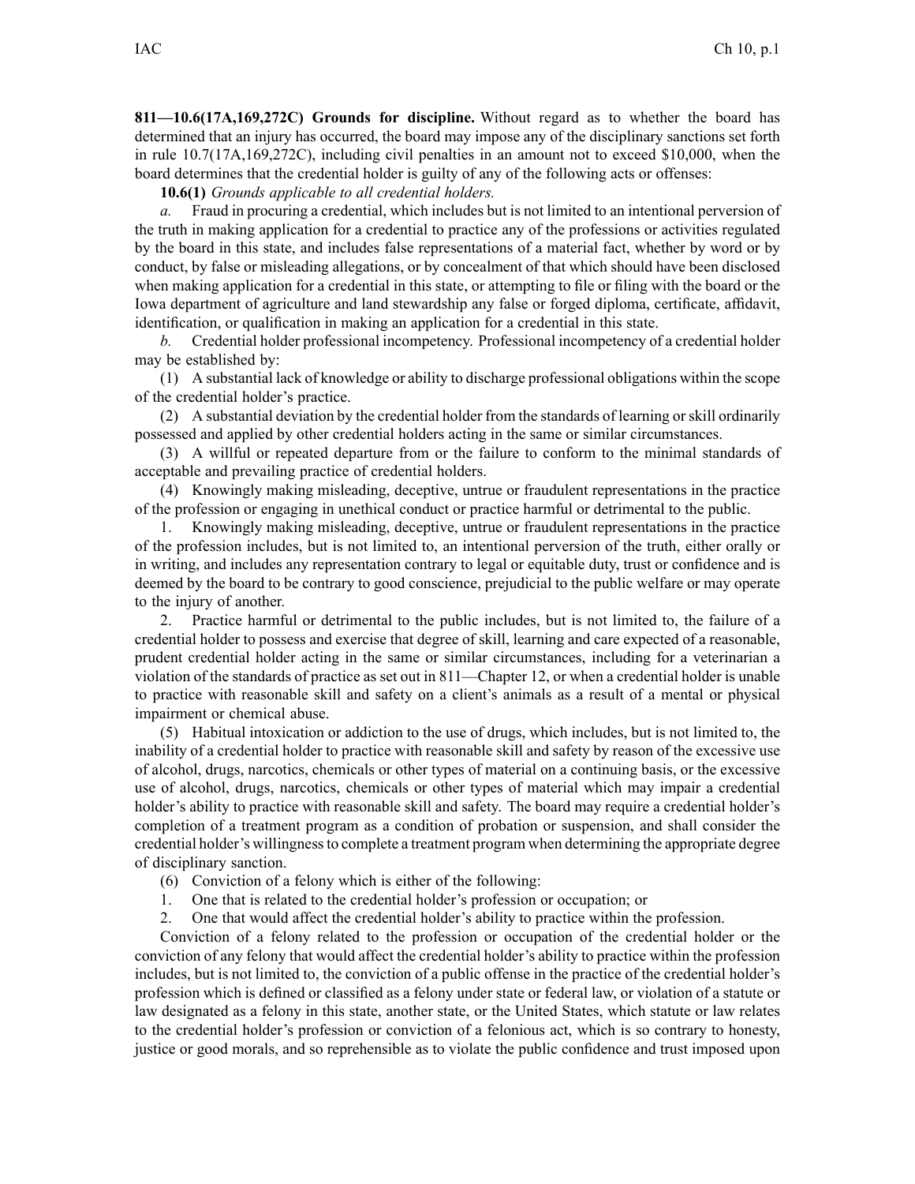**811—10.6(17A,169,272C) Grounds for discipline.** Without regard as to whether the board has determined that an injury has occurred, the board may impose any of the disciplinary sanctions set forth in rule 10.7(17A,169,272C), including civil penalties in an amount not to exceed $10,000, when the board determines that the credential holder is guilty of any of the following acts or offenses:

**10.6(1)** *Grounds applicable to all credential holders.*

*a.* Fraud in procuring a credential, which includes but is not limited to an intentional perversion of the truth in making application for a credential to practice any of the professions or activities regulated by the board in this state, and includes false representations of a material fact, whether by word or by conduct, by false or misleading allegations, or by concealment of that which should have been disclosed when making application for a credential in this state, or attempting to file or filing with the board or the Iowa department of agriculture and land stewardship any false or forged diploma, certificate, affidavit, identification, or qualification in making an application for a credential in this state.

*b.* Credential holder professional incompetency. Professional incompetency of a credential holder may be established by:

(1) A substantial lack of knowledge or ability to discharge professional obligations within the scope of the credential holder's practice.

(2) A substantial deviation by the credential holder from the standards of learning or skill ordinarily possessed and applied by other credential holders acting in the same or similar circumstances.

(3) A willful or repeated departure from or the failure to conform to the minimal standards of acceptable and prevailing practice of credential holders.

(4) Knowingly making misleading, deceptive, untrue or fraudulent representations in the practice of the profession or engaging in unethical conduct or practice harmful or detrimental to the public.

1. Knowingly making misleading, deceptive, untrue or fraudulent representations in the practice of the profession includes, but is not limited to, an intentional perversion of the truth, either orally or in writing, and includes any representation contrary to legal or equitable duty, trust or confidence and is deemed by the board to be contrary to good conscience, prejudicial to the public welfare or may operate to the injury of another.

2. Practice harmful or detrimental to the public includes, but is not limited to, the failure of a credential holder to possess and exercise that degree of skill, learning and care expected of a reasonable, prudent credential holder acting in the same or similar circumstances, including for a veterinarian a violation of the standards of practice as set out in 811—Chapter 12, or when a credential holder is unable to practice with reasonable skill and safety on a client's animals as a result of a mental or physical impairment or chemical abuse.

(5) Habitual intoxication or addiction to the use of drugs, which includes, but is not limited to, the inability of a credential holder to practice with reasonable skill and safety by reason of the excessive use of alcohol, drugs, narcotics, chemicals or other types of material on a continuing basis, or the excessive use of alcohol, drugs, narcotics, chemicals or other types of material which may impair a credential holder's ability to practice with reasonable skill and safety. The board may require a credential holder's completion of a treatment program as a condition of probation or suspension, and shall consider the credential holder's willingness to complete a treatment program when determining the appropriate degree of disciplinary sanction.

(6) Conviction of a felony which is either of the following:

1. One that is related to the credential holder's profession or occupation; or
2. One that would affect the credential holder's ability to practice within the profession.

Conviction of a felony related to the profession or occupation of the credential holder or the conviction of any felony that would affect the credential holder's ability to practice within the profession includes, but is not limited to, the conviction of a public offense in the practice of the credential holder's profession which is defined or classified as a felony under state or federal law, or violation of a statute or law designated as a felony in this state, another state, or the United States, which statute or law relates to the credential holder's profession or conviction of a felonious act, which is so contrary to honesty, justice or good morals, and so reprehensible as to violate the public confidence and trust imposed upon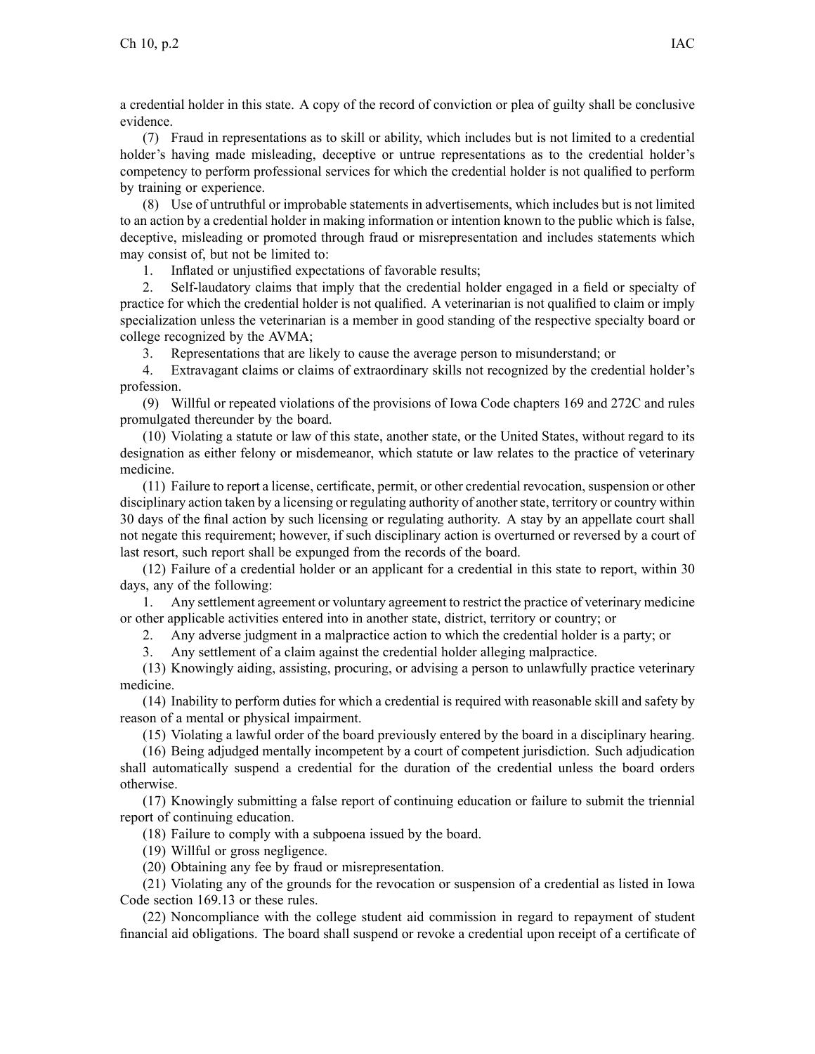a credential holder in this state. A copy of the record of conviction or plea of guilty shall be conclusive evidence.

(7) Fraud in representations as to skill or ability, which includes but is not limited to a credential holder's having made misleading, deceptive or untrue representations as to the credential holder's competency to perform professional services for which the credential holder is not qualified to perform by training or experience.

(8) Use of untruthful or improbable statements in advertisements, which includes but is not limited to an action by a credential holder in making information or intention known to the public which is false, deceptive, misleading or promoted through fraud or misrepresentation and includes statements which may consist of, but not be limited to:

1. Inflated or unjustified expectations of favorable results;
2. Self-laudatory claims that imply that the credential holder engaged in a field or specialty of practice for which the credential holder is not qualified. A veterinarian is not qualified to claim or imply specialization unless the veterinarian is a member in good standing of the respective specialty board or college recognized by the AVMA;
3. Representations that are likely to cause the average person to misunderstand; or
4. Extravagant claims or claims of extraordinary skills not recognized by the credential holder's profession.

(9) Willful or repeated violations of the provisions of Iowa Code chapters 169 and 272C and rules promulgated thereunder by the board.

(10) Violating a statute or law of this state, another state, or the United States, without regard to its designation as either felony or misdemeanor, which statute or law relates to the practice of veterinary medicine.

(11) Failure to report a license, certificate, permit, or other credential revocation, suspension or other disciplinary action taken by a licensing or regulating authority of another state, territory or country within 30 days of the final action by such licensing or regulating authority. A stay by an appellate court shall not negate this requirement; however, if such disciplinary action is overturned or reversed by a court of last resort, such report shall be expunged from the records of the board.

(12) Failure of a credential holder or an applicant for a credential in this state to report, within 30 days, any of the following:

1. Any settlement agreement or voluntary agreement to restrict the practice of veterinary medicine or other applicable activities entered into in another state, district, territory or country; or
2. Any adverse judgment in a malpractice action to which the credential holder is a party; or
3. Any settlement of a claim against the credential holder alleging malpractice.

(13) Knowingly aiding, assisting, procuring, or advising a person to unlawfully practice veterinary medicine.

(14) Inability to perform duties for which a credential is required with reasonable skill and safety by reason of a mental or physical impairment.

(15) Violating a lawful order of the board previously entered by the board in a disciplinary hearing.

(16) Being adjudged mentally incompetent by a court of competent jurisdiction. Such adjudication shall automatically suspend a credential for the duration of the credential unless the board orders otherwise.

(17) Knowingly submitting a false report of continuing education or failure to submit the triennial report of continuing education.

(18) Failure to comply with a subpoena issued by the board.

(19) Willful or gross negligence.

(20) Obtaining any fee by fraud or misrepresentation.

(21) Violating any of the grounds for the revocation or suspension of a credential as listed in Iowa Code section 169.13 or these rules.

(22) Noncompliance with the college student aid commission in regard to repayment of student financial aid obligations. The board shall suspend or revoke a credential upon receipt of a certificate of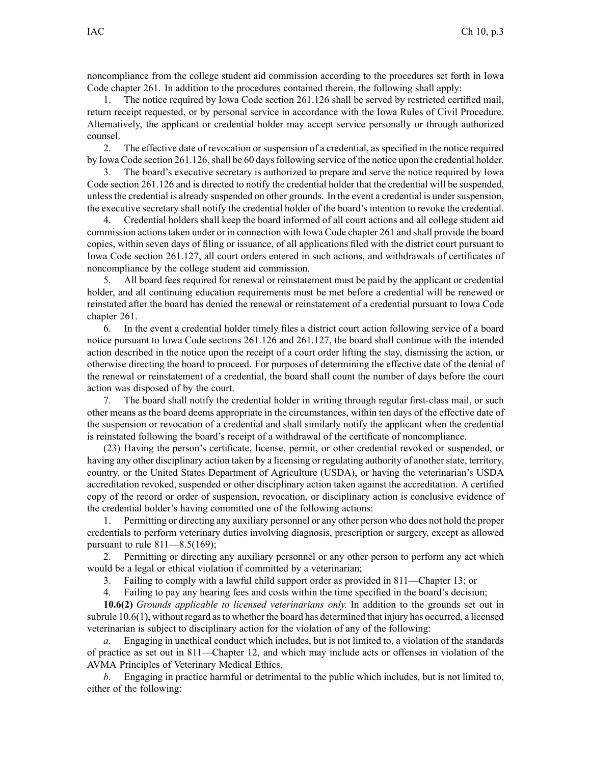noncompliance from the college student aid commission according to the procedures set forth in Iowa Code chapter 261. In addition to the procedures contained therein, the following shall apply:

1. The notice required by Iowa Code section 261.126 shall be served by restricted certified mail, return receipt requested, or by personal service in accordance with the Iowa Rules of Civil Procedure. Alternatively, the applicant or credential holder may accept service personally or through authorized counsel.

2. The effective date of revocation or suspension of a credential, as specified in the notice required by Iowa Code section 261.126, shall be 60 days following service of the notice upon the credential holder.

3. The board's executive secretary is authorized to prepare and serve the notice required by Iowa Code section 261.126 and is directed to notify the credential holder that the credential will be suspended, unless the credential is already suspended on other grounds. In the event a credential is under suspension, the executive secretary shall notify the credential holder of the board's intention to revoke the credential.

4. Credential holders shall keep the board informed of all court actions and all college student aid commission actions taken under or in connection with Iowa Code chapter 261 and shall provide the board copies, within seven days of filing or issuance, of all applications filed with the district court pursuant to Iowa Code section 261.127, all court orders entered in such actions, and withdrawals of certificates of noncompliance by the college student aid commission.

5. All board fees required for renewal or reinstatement must be paid by the applicant or credential holder, and all continuing education requirements must be met before a credential will be renewed or reinstated after the board has denied the renewal or reinstatement of a credential pursuant to Iowa Code chapter 261.

6. In the event a credential holder timely files a district court action following service of a board notice pursuant to Iowa Code sections 261.126 and 261.127, the board shall continue with the intended action described in the notice upon the receipt of a court order lifting the stay, dismissing the action, or otherwise directing the board to proceed. For purposes of determining the effective date of the denial of the renewal or reinstatement of a credential, the board shall count the number of days before the court action was disposed of by the court.

7. The board shall notify the credential holder in writing through regular first-class mail, or such other means as the board deems appropriate in the circumstances, within ten days of the effective date of the suspension or revocation of a credential and shall similarly notify the applicant when the credential is reinstated following the board's receipt of a withdrawal of the certificate of noncompliance.

(23) Having the person's certificate, license, permit, or other credential revoked or suspended, or having any other disciplinary action taken by a licensing or regulating authority of another state, territory, country, or the United States Department of Agriculture (USDA), or having the veterinarian's USDA accreditation revoked, suspended or other disciplinary action taken against the accreditation. A certified copy of the record or order of suspension, revocation, or disciplinary action is conclusive evidence of the credential holder's having committed one of the following actions:

1. Permitting or directing any auxiliary personnel or any other person who does not hold the proper credentials to perform veterinary duties involving diagnosis, prescription or surgery, except as allowed pursuant to rule 811—8.5(169);

2. Permitting or directing any auxiliary personnel or any other person to perform any act which would be a legal or ethical violation if committed by a veterinarian;

3. Failing to comply with a lawful child support order as provided in 811—Chapter 13; or

4. Failing to pay any hearing fees and costs within the time specified in the board's decision;

**10.6(2)** *Grounds applicable to licensed veterinarians only.* In addition to the grounds set out in subrule 10.6(1), without regard as to whether the board has determined that injury has occurred, a licensed veterinarian is subject to disciplinary action for the violation of any of the following:

*a.* Engaging in unethical conduct which includes, but is not limited to, a violation of the standards of practice as set out in 811—Chapter 12, and which may include acts or offenses in violation of the AVMA Principles of Veterinary Medical Ethics.

*b.* Engaging in practice harmful or detrimental to the public which includes, but is not limited to, either of the following: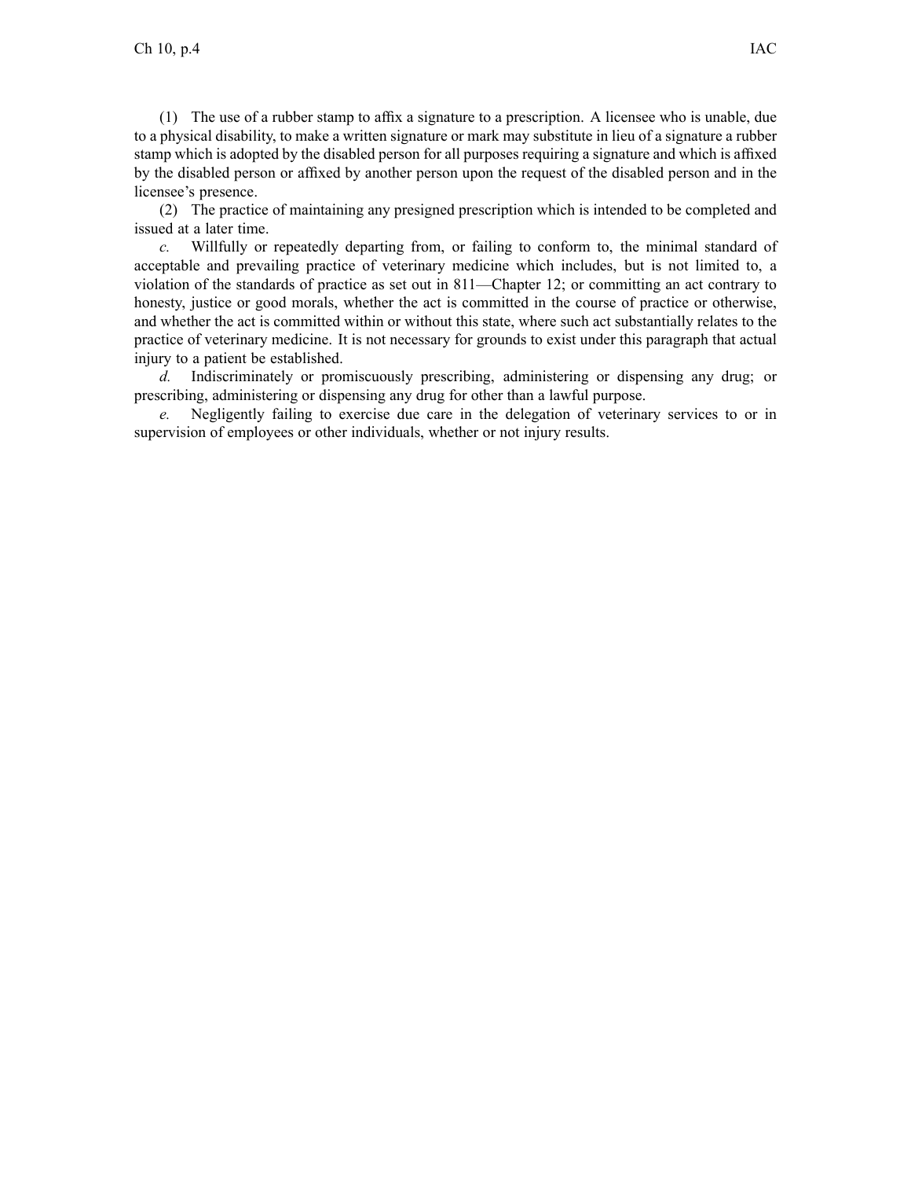(1) The use of a rubber stamp to affix a signature to a prescription. A licensee who is unable, due to a physical disability, to make a written signature or mark may substitute in lieu of a signature a rubber stamp which is adopted by the disabled person for all purposes requiring a signature and which is affixed by the disabled person or affixed by another person upon the request of the disabled person and in the licensee's presence.

(2) The practice of maintaining any presigned prescription which is intended to be completed and issued at a later time.

*c.* Willfully or repeatedly departing from, or failing to conform to, the minimal standard of acceptable and prevailing practice of veterinary medicine which includes, but is not limited to, a violation of the standards of practice as set out in 811—Chapter 12; or committing an act contrary to honesty, justice or good morals, whether the act is committed in the course of practice or otherwise, and whether the act is committed within or without this state, where such act substantially relates to the practice of veterinary medicine. It is not necessary for grounds to exist under this paragraph that actual injury to a patient be established.

*d.* Indiscriminately or promiscuously prescribing, administering or dispensing any drug; or prescribing, administering or dispensing any drug for other than a lawful purpose.

*e.* Negligently failing to exercise due care in the delegation of veterinary services to or in supervision of employees or other individuals, whether or not injury results.